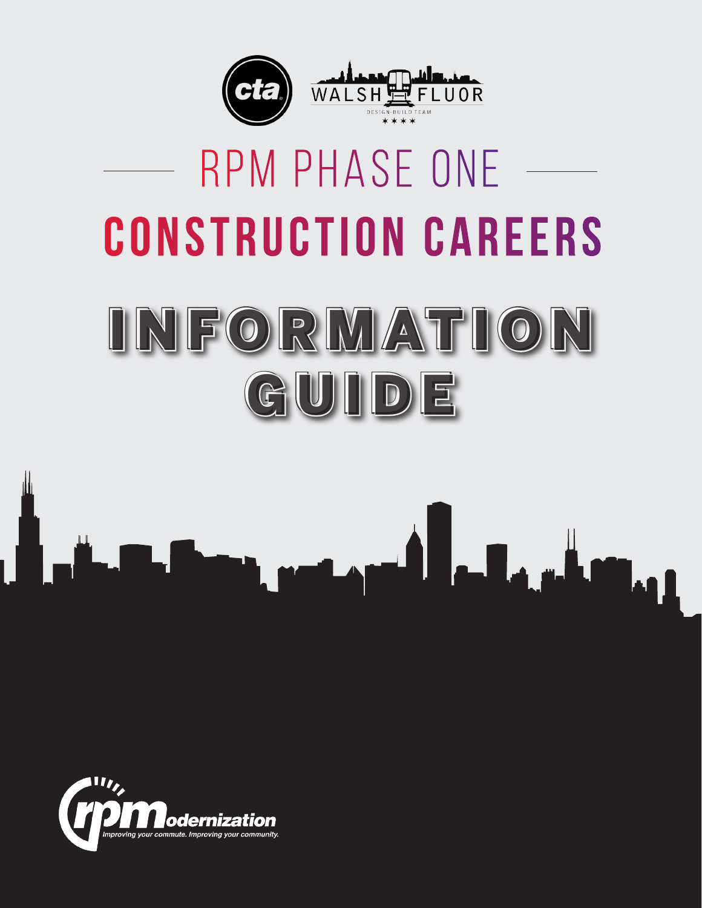cta

WALSH FLUOR

DESIGN-BUILD TEAM

# RPM PHASE ONE

# CONSTRUCTION CAREERS

# INFORMATION GUIDE

rpModernization

*Improving your commute. Improving your community.*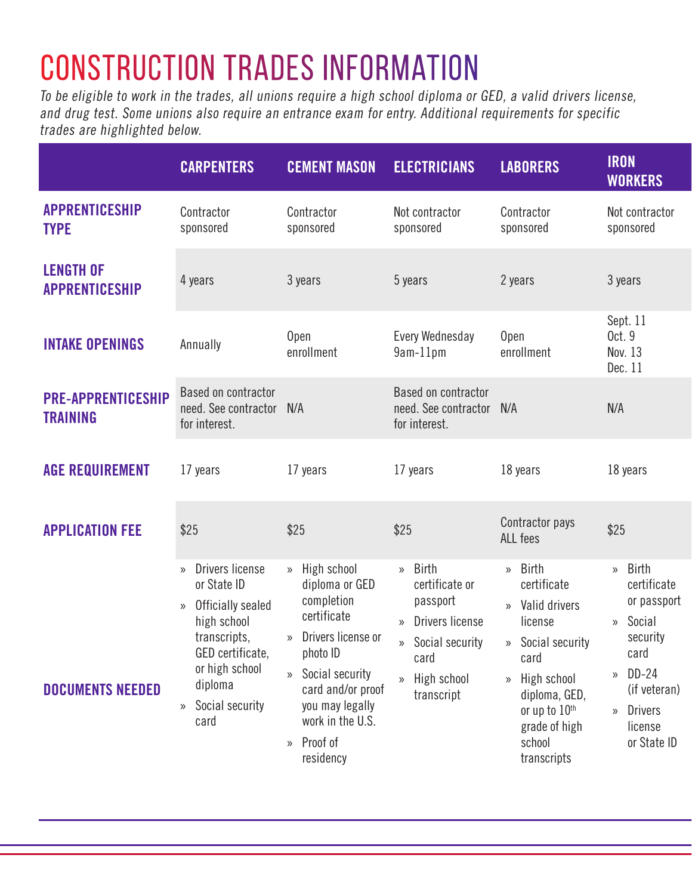# CONSTRUCTION TRADES INFORMATION

*To be eligible to work in the trades, all unions require a high school diploma or GED, a valid drivers license, and drug test. Some unions also require an entrance exam for entry. Additional requirements for specific trades are highlighted below.*

| | CARPENTERS | CEMENT MASON | ELECTRICIANS | LABORERS | IRON WORKERS |
|---|---|---|---|---|---|
| **APPRENTICESHIP TYPE** | Contractor sponsored | Contractor sponsored | Not contractor sponsored | Contractor sponsored | Not contractor sponsored |
| **LENGTH OF APPRENTICESHIP** | 4 years | 3 years | 5 years | 2 years | 3 years |
| **INTAKE OPENINGS** | Annually | Open enrollment | Every Wednesday 9am-11pm | Open enrollment | Sept. 11<br>Oct. 9<br>Nov. 13<br>Dec. 11 |
| **PRE-APPRENTICESHIP TRAINING** | Based on contractor need. See contractor for interest. | N/A | Based on contractor need. See contractor for interest. | N/A | N/A |
| **AGE REQUIREMENT** | 17 years | 17 years | 17 years | 18 years | 18 years |
| **APPLICATION FEE** | $25 | $25 | $25 | Contractor pays ALL fees | $25 |
| **DOCUMENTS NEEDED** | » Drivers license or State ID<br>» Officially sealed high school transcripts, GED certificate, or high school diploma<br>» Social security card | » High school diploma or GED completion certificate<br>» Drivers license or photo ID<br>» Social security card and/or proof you may legally work in the U.S.<br>» Proof of residency | » Birth certificate or passport<br>» Drivers license<br>» Social security card<br>» High school transcript | » Birth certificate<br>» Valid drivers license<br>» Social security card<br>» High school diploma, GED, or up to 10th grade of high school transcripts | » Birth certificate or passport<br>» Social security card<br>» DD-24 (if veteran)<br>» Drivers license or State ID |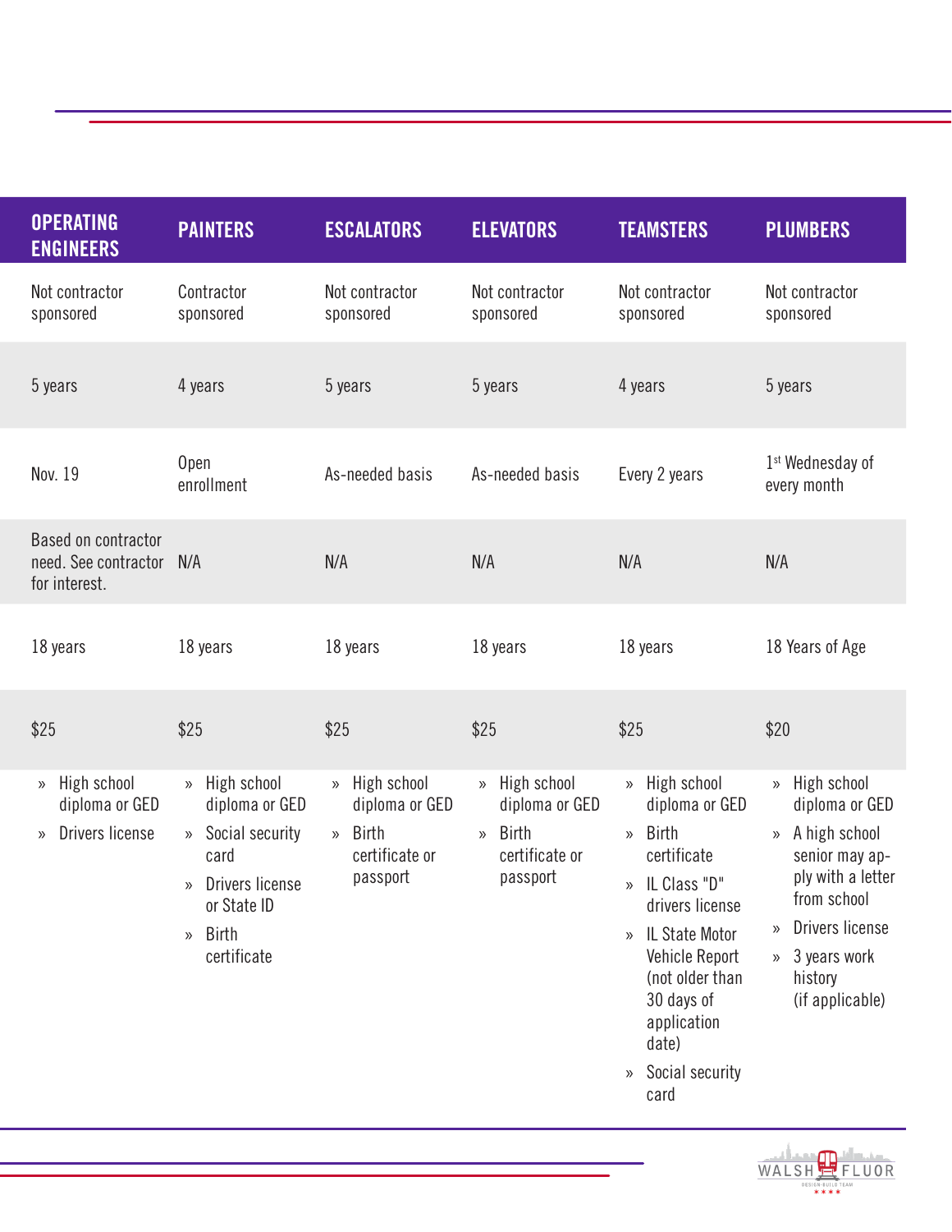| OPERATING ENGINEERS | PAINTERS | ESCALATORS | ELEVATORS | TEAMSTERS | PLUMBERS |
|---|---|---|---|---|---|
| Not contractor sponsored | Contractor sponsored | Not contractor sponsored | Not contractor sponsored | Not contractor sponsored | Not contractor sponsored |
| 5 years | 4 years | 5 years | 5 years | 4 years | 5 years |
| Nov. 19 | Open enrollment | As-needed basis | As-needed basis | Every 2 years | 1st Wednesday of every month |
| Based on contractor need. See contractor for interest. | N/A | N/A | N/A | N/A | N/A |
| 18 years | 18 years | 18 years | 18 years | 18 years | 18 Years of Age |
| $25 | $25 | $25 | $25 | $25 | $20 |
| » High school diploma or GED<br>» Drivers license | » High school diploma or GED<br>» Social security card<br>» Drivers license or State ID<br>» Birth certificate | » High school diploma or GED<br>» Birth certificate or passport | » High school diploma or GED<br>» Birth certificate or passport | » High school diploma or GED<br>» Birth certificate<br>» IL Class "D" drivers license<br>» IL State Motor Vehicle Report (not older than 30 days of application date)<br>» Social security card | » High school diploma or GED<br>» A high school senior may apply with a letter from school<br>» Drivers license<br>» 3 years work history (if applicable) |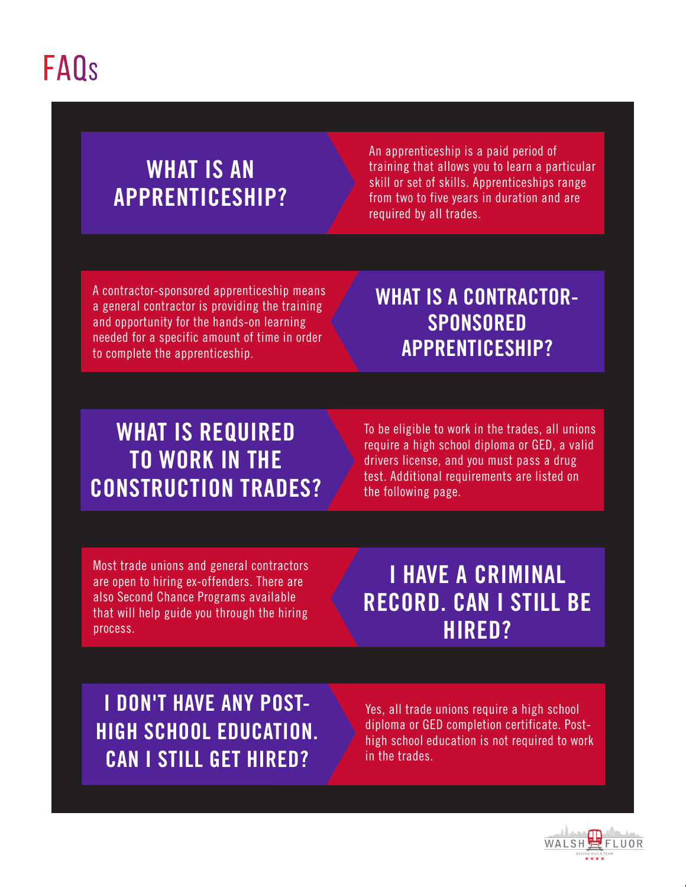# FAQs

## WHAT IS AN APPRENTICESHIP?

An apprenticeship is a paid period of training that allows you to learn a particular skill or set of skills. Apprenticeships range from two to five years in duration and are required by all trades.

## WHAT IS A CONTRACTOR-SPONSORED APPRENTICESHIP?

A contractor-sponsored apprenticeship means a general contractor is providing the training and opportunity for the hands-on learning needed for a specific amount of time in order to complete the apprenticeship.

## WHAT IS REQUIRED TO WORK IN THE CONSTRUCTION TRADES?

To be eligible to work in the trades, all unions require a high school diploma or GED, a valid drivers license, and you must pass a drug test. Additional requirements are listed on the following page.

## I HAVE A CRIMINAL RECORD. CAN I STILL BE HIRED?

Most trade unions and general contractors are open to hiring ex-offenders. There are also Second Chance Programs available that will help guide you through the hiring process.

## I DON'T HAVE ANY POST-HIGH SCHOOL EDUCATION. CAN I STILL GET HIRED?

Yes, all trade unions require a high school diploma or GED completion certificate. Post-high school education is not required to work in the trades.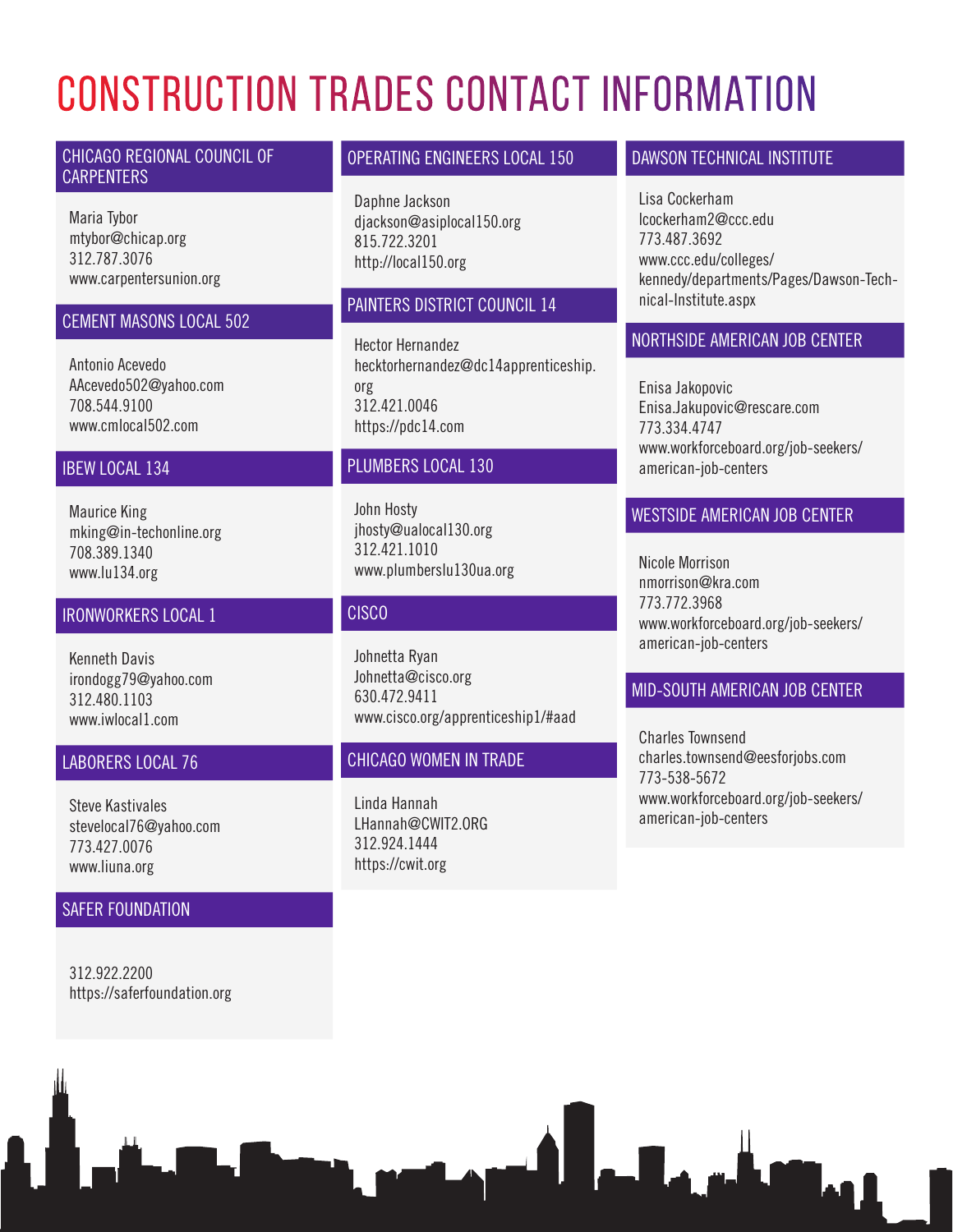# CONSTRUCTION TRADES CONTACT INFORMATION

## CHICAGO REGIONAL COUNCIL OF CARPENTERS

Maria Tybor
mtybor@chicap.org
312.787.3076
www.carpentersunion.org

## CEMENT MASONS LOCAL 502

Antonio Acevedo
AAcevedo502@yahoo.com
708.544.9100
www.cmlocal502.com

## IBEW LOCAL 134

Maurice King
mking@in-techonline.org
708.389.1340
www.lu134.org

## IRONWORKERS LOCAL 1

Kenneth Davis
irondogg79@yahoo.com
312.480.1103
www.iwlocal1.com

## LABORERS LOCAL 76

Steve Kastivales
stevelocal76@yahoo.com
773.427.0076
www.liuna.org

## SAFER FOUNDATION

312.922.2200
https://saferfoundation.org

## OPERATING ENGINEERS LOCAL 150

Daphne Jackson
djackson@asiplocal150.org
815.722.3201
http://local150.org

## PAINTERS DISTRICT COUNCIL 14

Hector Hernandez
hecktorhernandez@dc14apprenticeship.org
312.421.0046
https://pdc14.com

## PLUMBERS LOCAL 130

John Hosty
jhosty@ualocal130.org
312.421.1010
www.plumberslu130ua.org

## CISCO

Johnetta Ryan
Johnetta@cisco.org
630.472.9411
www.cisco.org/apprenticeship1/#aad

## CHICAGO WOMEN IN TRADE

Linda Hannah
LHannah@CWIT2.ORG
312.924.1444
https://cwit.org

## DAWSON TECHNICAL INSTITUTE

Lisa Cockerham
lcockerham2@ccc.edu
773.487.3692
www.ccc.edu/colleges/kennedy/departments/Pages/Dawson-Technical-Institute.aspx

## NORTHSIDE AMERICAN JOB CENTER

Enisa Jakopovic
Enisa.Jakupovic@rescare.com
773.334.4747
www.workforceboard.org/job-seekers/american-job-centers

## WESTSIDE AMERICAN JOB CENTER

Nicole Morrison
nmorrison@kra.com
773.772.3968
www.workforceboard.org/job-seekers/american-job-centers

## MID-SOUTH AMERICAN JOB CENTER

Charles Townsend
charles.townsend@eesforjobs.com
773-538-5672
www.workforceboard.org/job-seekers/american-job-centers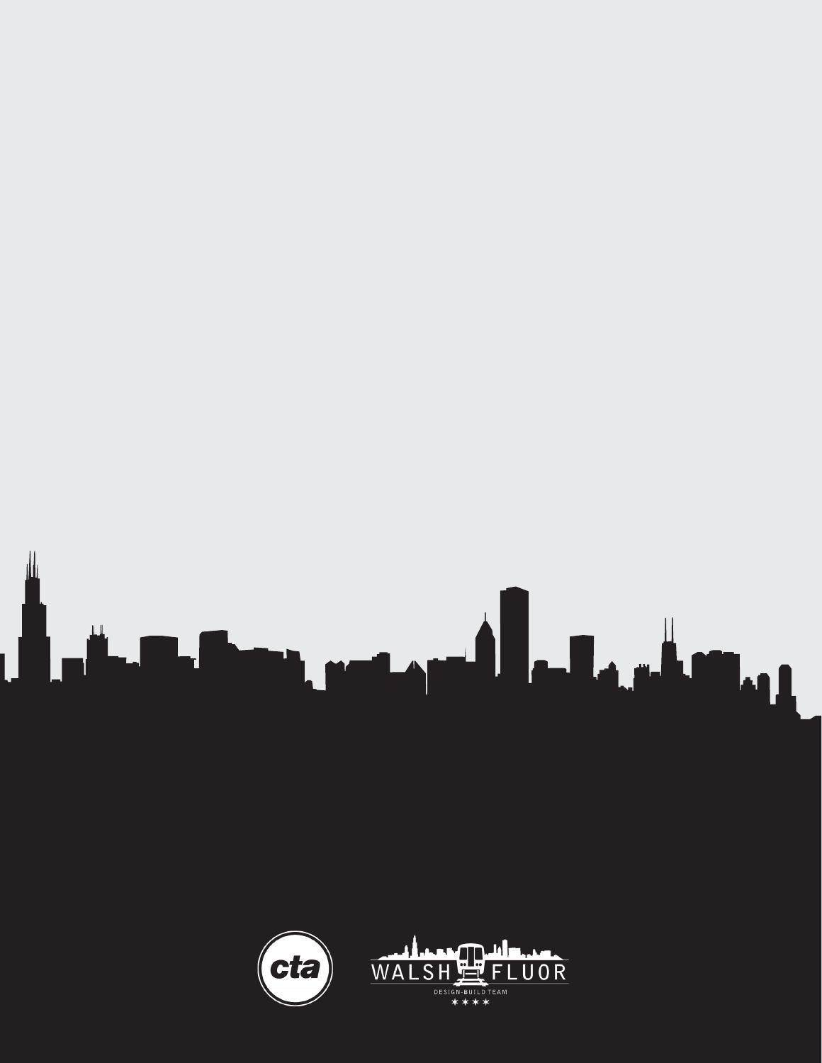cta

WALSH FLUOR

DESIGN-BUILD TEAM